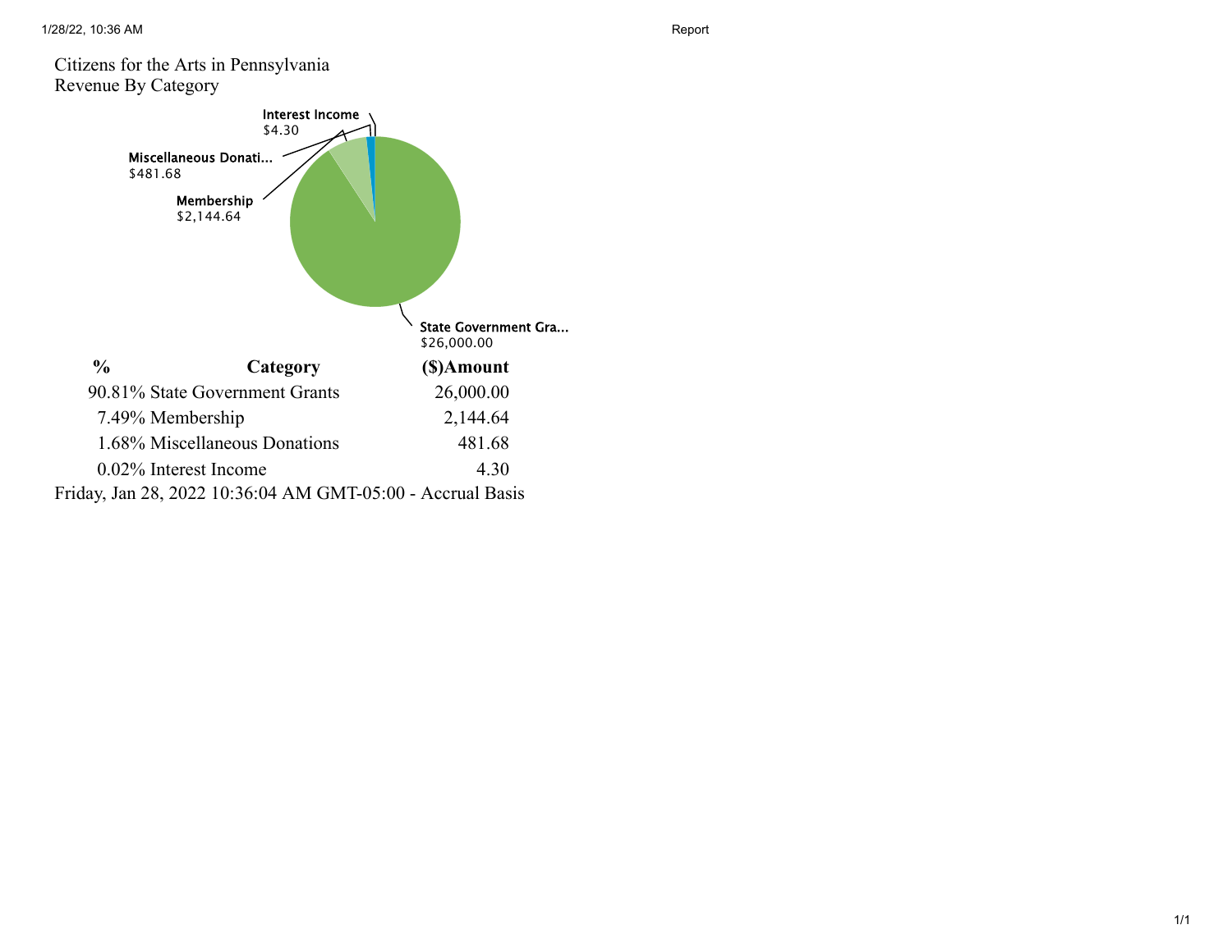Citizens for the Arts in Pennsylvania
Revenue By Category

Interest Income
$4.30

Miscellaneous Donati...
$481.68

Membership
$2,144.64

State Government Gra...
$26,000.00

| % | Category | ($)Amount |
|---|---|---|
| 90.81% | State Government Grants | 26,000.00 |
| 7.49% | Membership | 2,144.64 |
| 1.68% | Miscellaneous Donations | 481.68 |
| 0.02% | Interest Income | 4.30 |

Friday, Jan 28, 2022 10:36:04 AM GMT-05:00 - Accrual Basis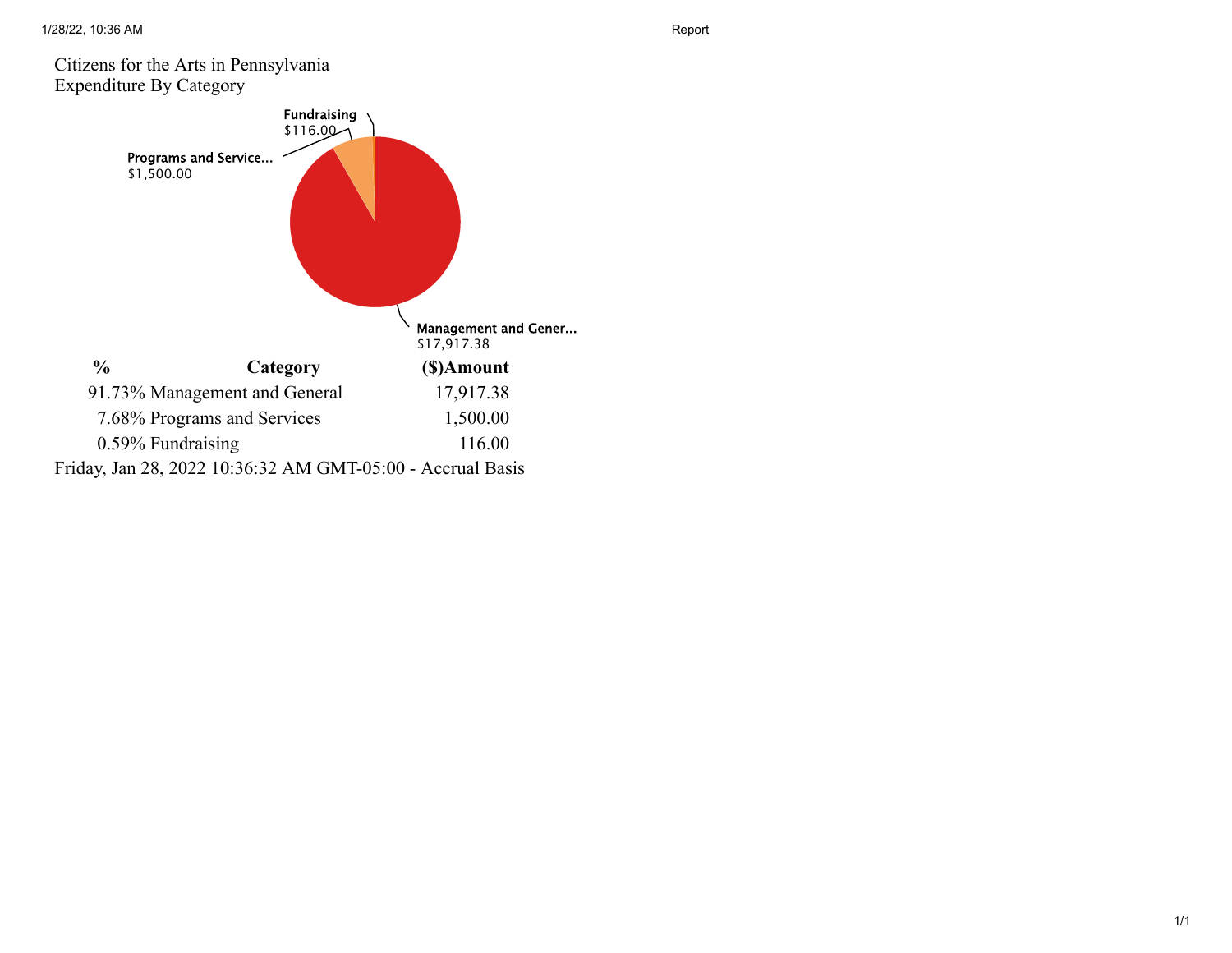Citizens for the Arts in Pennsylvania
Expenditure By Category

| % | Category | ($)Amount |
|---|---|---|
| 91.73% | Management and General | 17,917.38 |
| 7.68% | Programs and Services | 1,500.00 |
| 0.59% | Fundraising | 116.00 |

Friday, Jan 28, 2022 10:36:32 AM GMT-05:00 - Accrual Basis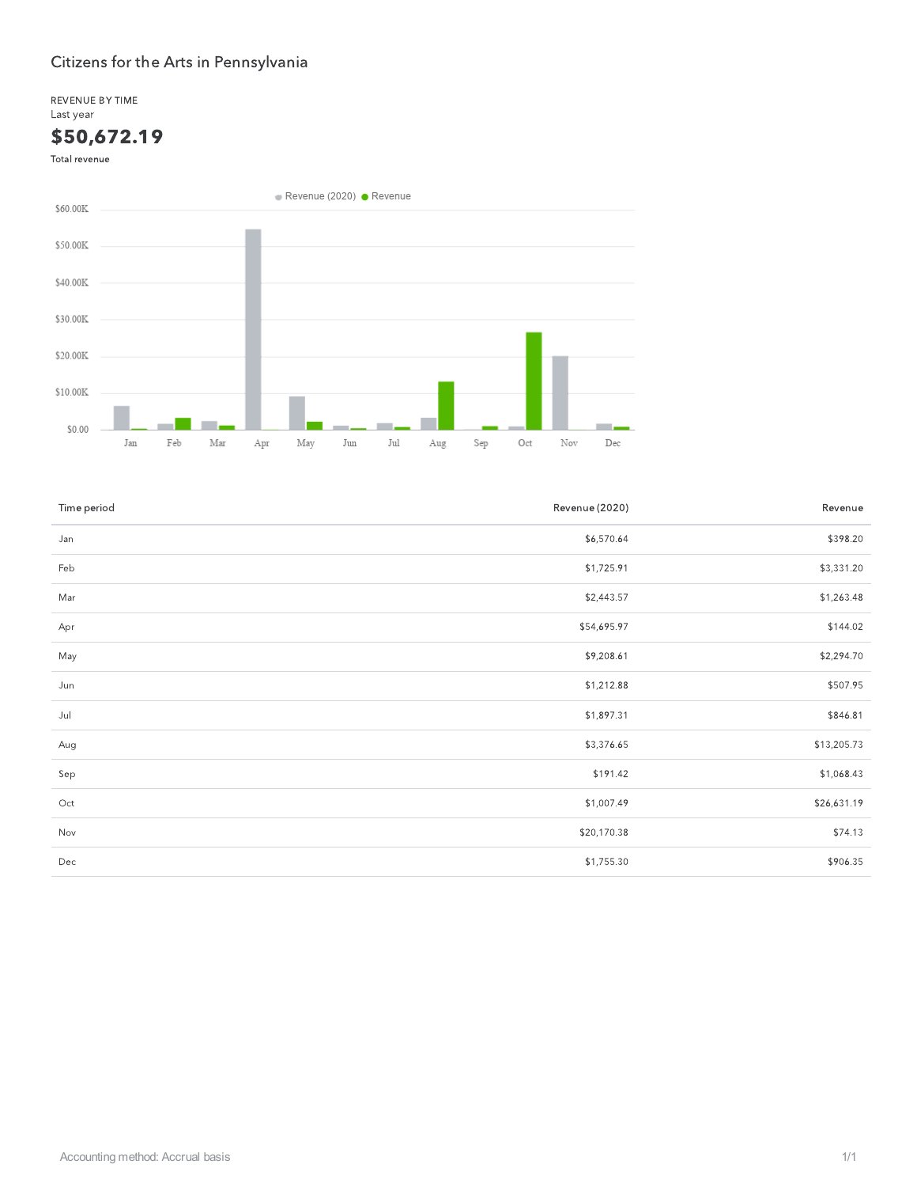# Citizens for the Arts in Pennsylvania

REVENUE BY TIME

Last year

**$50,672.19**

Total revenue

| Time period | Revenue (2020) | Revenue |
|---|---|---|
| Jan | $6,570.64 | $398.20 |
| Feb | $1,725.91 | $3,331.20 |
| Mar | $2,443.57 | $1,263.48 |
| Apr | $54,695.97 | $144.02 |
| May | $9,208.61 | $2,294.70 |
| Jun | $1,212.88 | $507.95 |
| Jul | $1,897.31 | $846.81 |
| Aug | $3,376.65 | $13,205.73 |
| Sep | $191.42 | $1,068.43 |
| Oct | $1,007.49 | $26,631.19 |
| Nov | $20,170.38 | $74.13 |
| Dec | $1,755.30 | $906.35 |

Accounting method: Accrual basis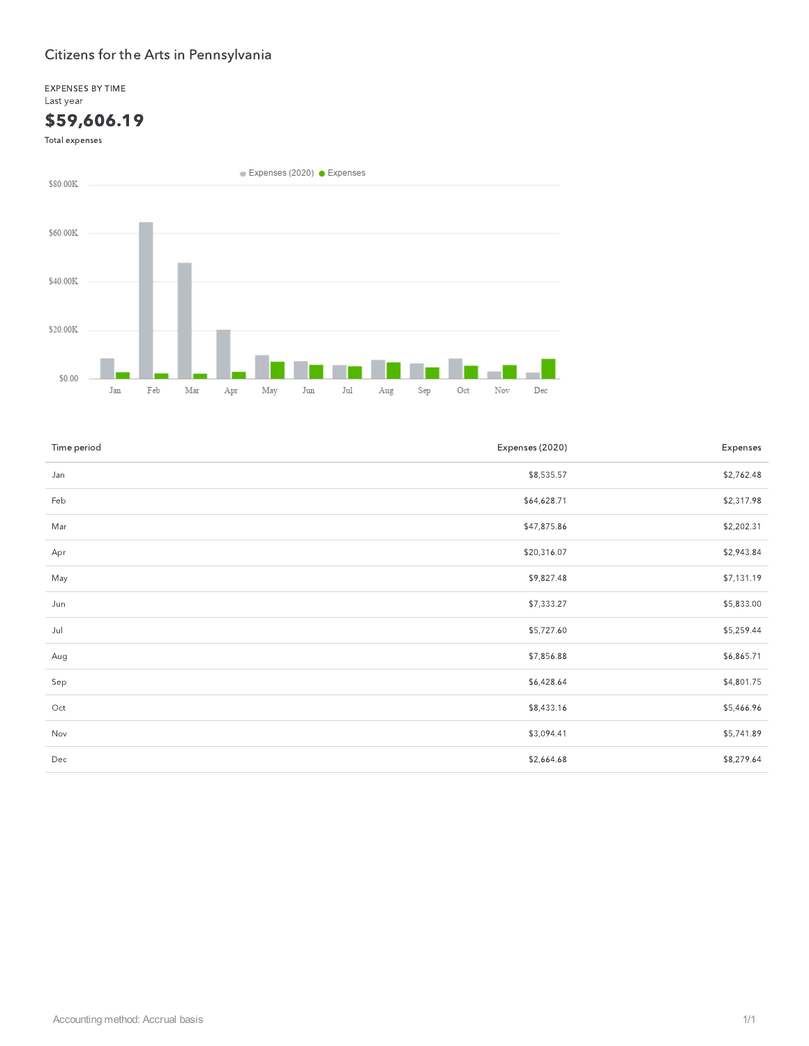# Citizens for the Arts in Pennsylvania

EXPENSES BY TIME

Last year

## $59,606.19

Total expenses

| Time period | Expenses (2020) | Expenses |
|---|---|---|
| Jan | $8,535.57 | $2,762.48 |
| Feb | $64,628.71 | $2,317.98 |
| Mar | $47,875.86 | $2,202.31 |
| Apr | $20,316.07 | $2,943.84 |
| May | $9,827.48 | $7,131.19 |
| Jun | $7,333.27 | $5,833.00 |
| Jul | $5,727.60 | $5,259.44 |
| Aug | $7,856.88 | $6,865.71 |
| Sep | $6,428.64 | $4,801.75 |
| Oct | $8,433.16 | $5,466.96 |
| Nov | $3,094.41 | $5,741.89 |
| Dec | $2,664.68 | $8,279.64 |

Accounting method: Accrual basis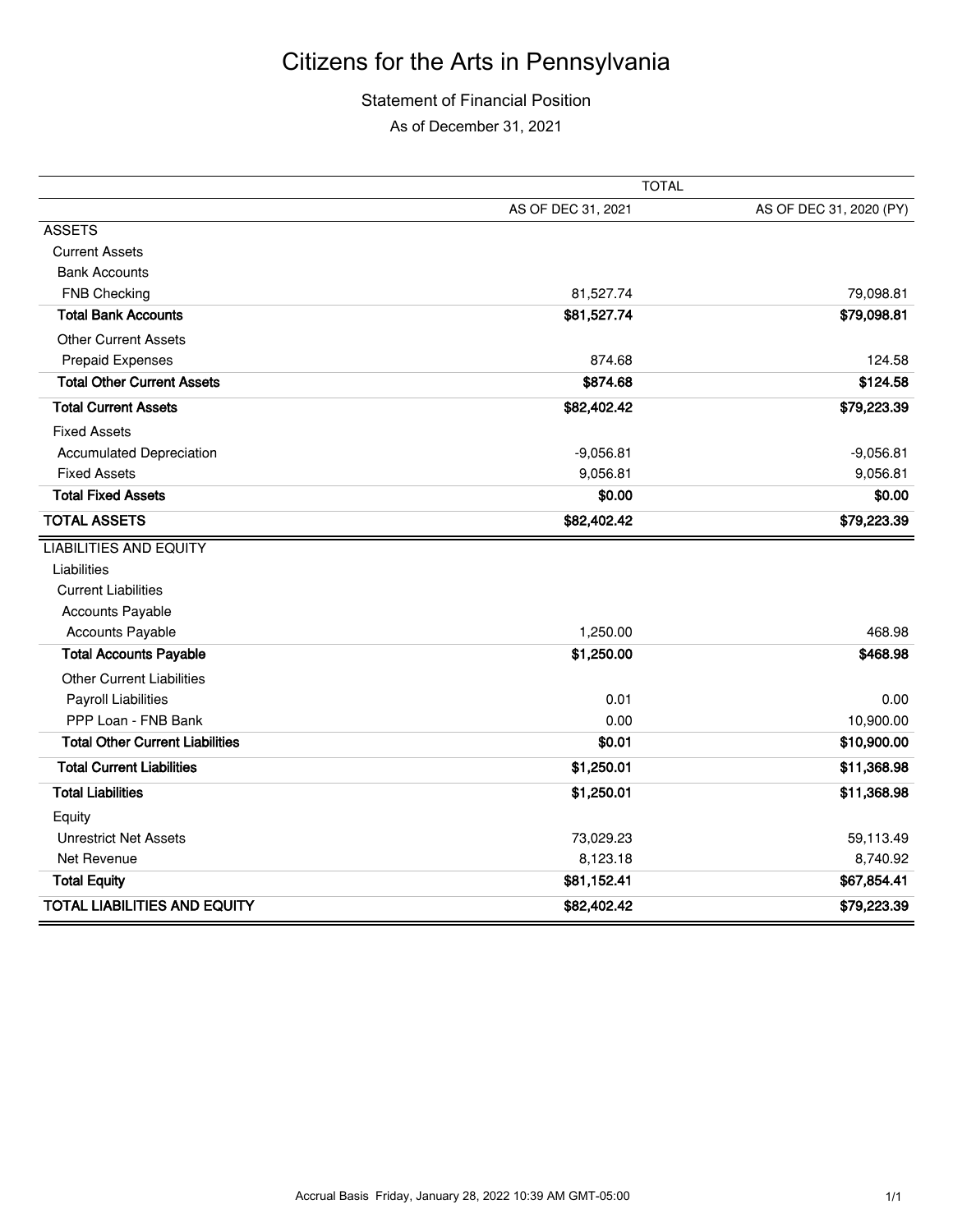# Citizens for the Arts in Pennsylvania

## Statement of Financial Position

As of December 31, 2021

| | TOTAL | |
|---|---|---|
| | AS OF DEC 31, 2021 | AS OF DEC 31, 2020 (PY) |
| ASSETS | | |
| Current Assets | | |
| Bank Accounts | | |
| FNB Checking | 81,527.74 | 79,098.81 |
| **Total Bank Accounts** | **$81,527.74** | **$79,098.81** |
| Other Current Assets | | |
| Prepaid Expenses | 874.68 | 124.58 |
| **Total Other Current Assets** | **$874.68** | **$124.58** |
| **Total Current Assets** | **$82,402.42** | **$79,223.39** |
| Fixed Assets | | |
| Accumulated Depreciation | -9,056.81 | -9,056.81 |
| Fixed Assets | 9,056.81 | 9,056.81 |
| **Total Fixed Assets** | **$0.00** | **$0.00** |
| **TOTAL ASSETS** | **$82,402.42** | **$79,223.39** |
| LIABILITIES AND EQUITY | | |
| Liabilities | | |
| Current Liabilities | | |
| Accounts Payable | | |
| Accounts Payable | 1,250.00 | 468.98 |
| **Total Accounts Payable** | **$1,250.00** | **$468.98** |
| Other Current Liabilities | | |
| Payroll Liabilities | 0.01 | 0.00 |
| PPP Loan - FNB Bank | 0.00 | 10,900.00 |
| **Total Other Current Liabilities** | **$0.01** | **$10,900.00** |
| **Total Current Liabilities** | **$1,250.01** | **$11,368.98** |
| **Total Liabilities** | **$1,250.01** | **$11,368.98** |
| Equity | | |
| Unrestrict Net Assets | 73,029.23 | 59,113.49 |
| Net Revenue | 8,123.18 | 8,740.92 |
| **Total Equity** | **$81,152.41** | **$67,854.41** |
| **TOTAL LIABILITIES AND EQUITY** | **$82,402.42** | **$79,223.39** |

Accrual Basis Friday, January 28, 2022 10:39 AM GMT-05:00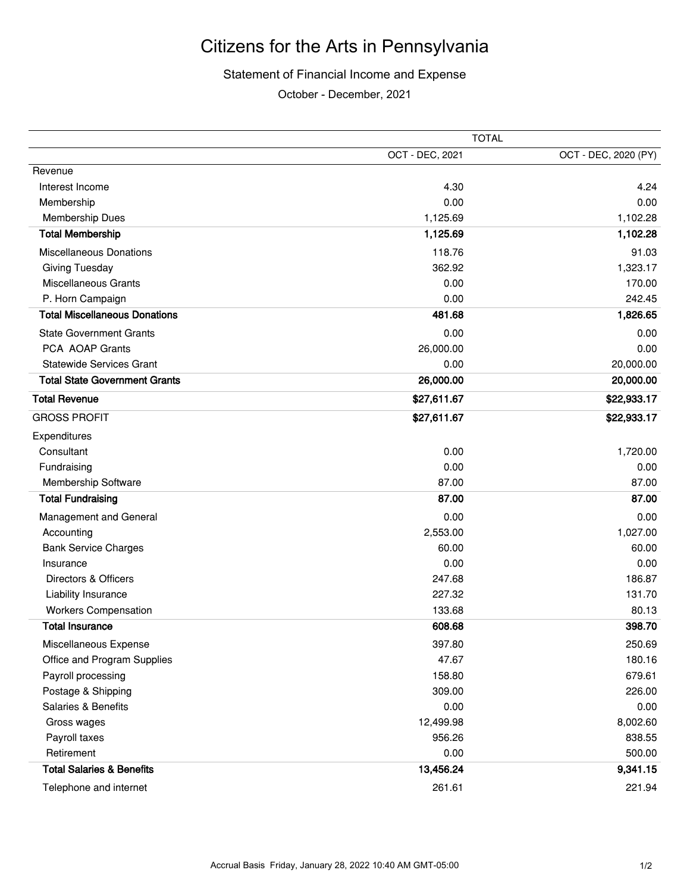# Citizens for the Arts in Pennsylvania

## Statement of Financial Income and Expense

October - December, 2021

| | TOTAL | |
|---|---|---|
| | OCT - DEC, 2021 | OCT - DEC, 2020 (PY) |
| Revenue | | |
| Interest Income | 4.30 | 4.24 |
| Membership | 0.00 | 0.00 |
| Membership Dues | 1,125.69 | 1,102.28 |
| **Total Membership** | **1,125.69** | **1,102.28** |
| Miscellaneous Donations | 118.76 | 91.03 |
| Giving Tuesday | 362.92 | 1,323.17 |
| Miscellaneous Grants | 0.00 | 170.00 |
| P. Horn Campaign | 0.00 | 242.45 |
| **Total Miscellaneous Donations** | **481.68** | **1,826.65** |
| State Government Grants | 0.00 | 0.00 |
| PCA AOAP Grants | 26,000.00 | 0.00 |
| Statewide Services Grant | 0.00 | 20,000.00 |
| **Total State Government Grants** | **26,000.00** | **20,000.00** |
| **Total Revenue** | **$27,611.67** | **$22,933.17** |
| GROSS PROFIT | **$27,611.67** | **$22,933.17** |
| Expenditures | | |
| Consultant | 0.00 | 1,720.00 |
| Fundraising | 0.00 | 0.00 |
| Membership Software | 87.00 | 87.00 |
| **Total Fundraising** | **87.00** | **87.00** |
| Management and General | 0.00 | 0.00 |
| Accounting | 2,553.00 | 1,027.00 |
| Bank Service Charges | 60.00 | 60.00 |
| Insurance | 0.00 | 0.00 |
| Directors & Officers | 247.68 | 186.87 |
| Liability Insurance | 227.32 | 131.70 |
| Workers Compensation | 133.68 | 80.13 |
| **Total Insurance** | **608.68** | **398.70** |
| Miscellaneous Expense | 397.80 | 250.69 |
| Office and Program Supplies | 47.67 | 180.16 |
| Payroll processing | 158.80 | 679.61 |
| Postage & Shipping | 309.00 | 226.00 |
| Salaries & Benefits | 0.00 | 0.00 |
| Gross wages | 12,499.98 | 8,002.60 |
| Payroll taxes | 956.26 | 838.55 |
| Retirement | 0.00 | 500.00 |
| **Total Salaries & Benefits** | **13,456.24** | **9,341.15** |
| Telephone and internet | 261.61 | 221.94 |

Accrual Basis Friday, January 28, 2022 10:40 AM GMT-05:00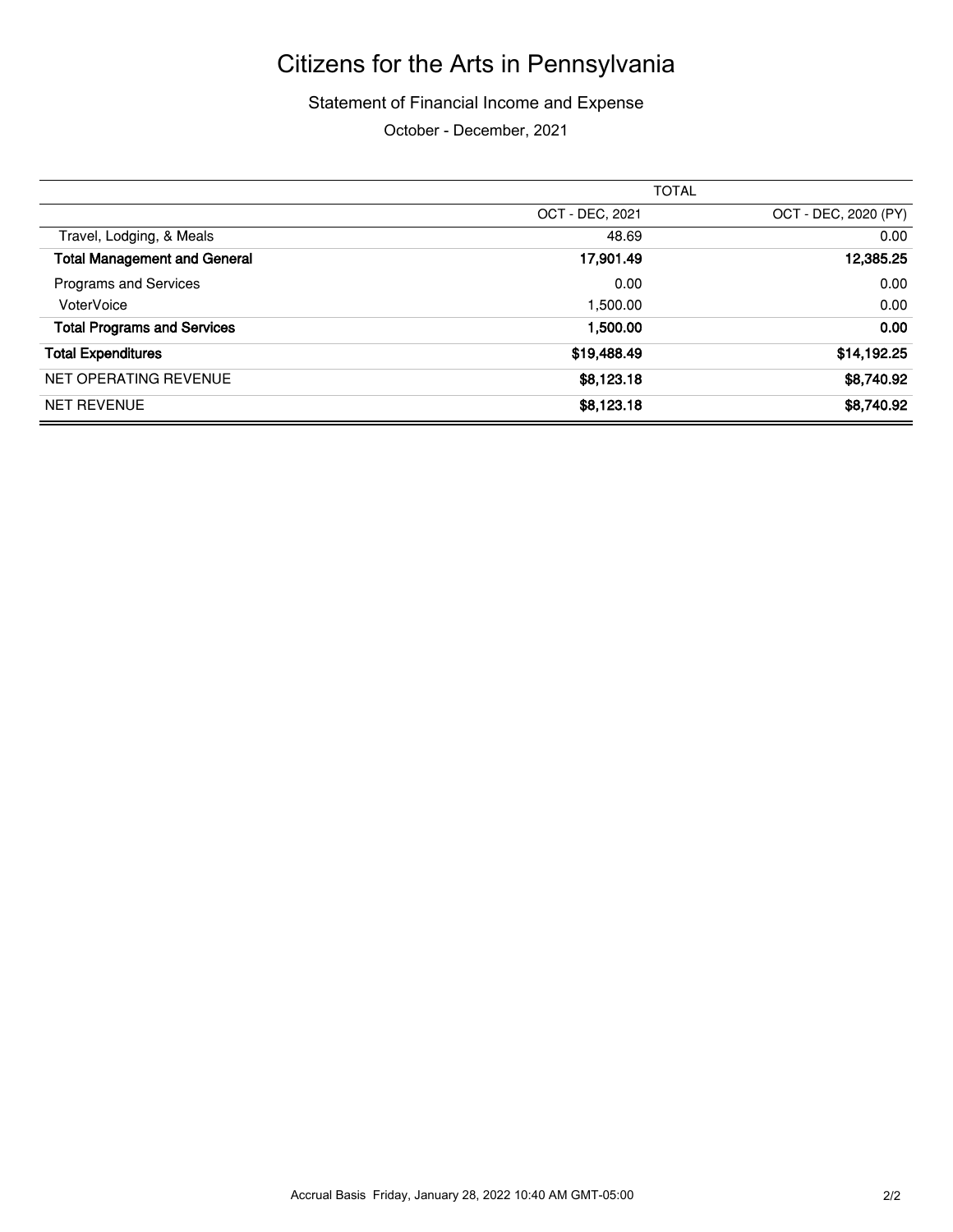# Citizens for the Arts in Pennsylvania

Statement of Financial Income and Expense

October - December, 2021

| | TOTAL | |
|---|---|---|
| | OCT - DEC, 2021 | OCT - DEC, 2020 (PY) |
| Travel, Lodging, & Meals | 48.69 | 0.00 |
| **Total Management and General** | **17,901.49** | **12,385.25** |
| Programs and Services | 0.00 | 0.00 |
| VoterVoice | 1,500.00 | 0.00 |
| **Total Programs and Services** | **1,500.00** | **0.00** |
| **Total Expenditures** | **$19,488.49** | **$14,192.25** |
| NET OPERATING REVENUE | **$8,123.18** | **$8,740.92** |
| NET REVENUE | **$8,123.18** | **$8,740.92** |

Accrual Basis Friday, January 28, 2022 10:40 AM GMT-05:00